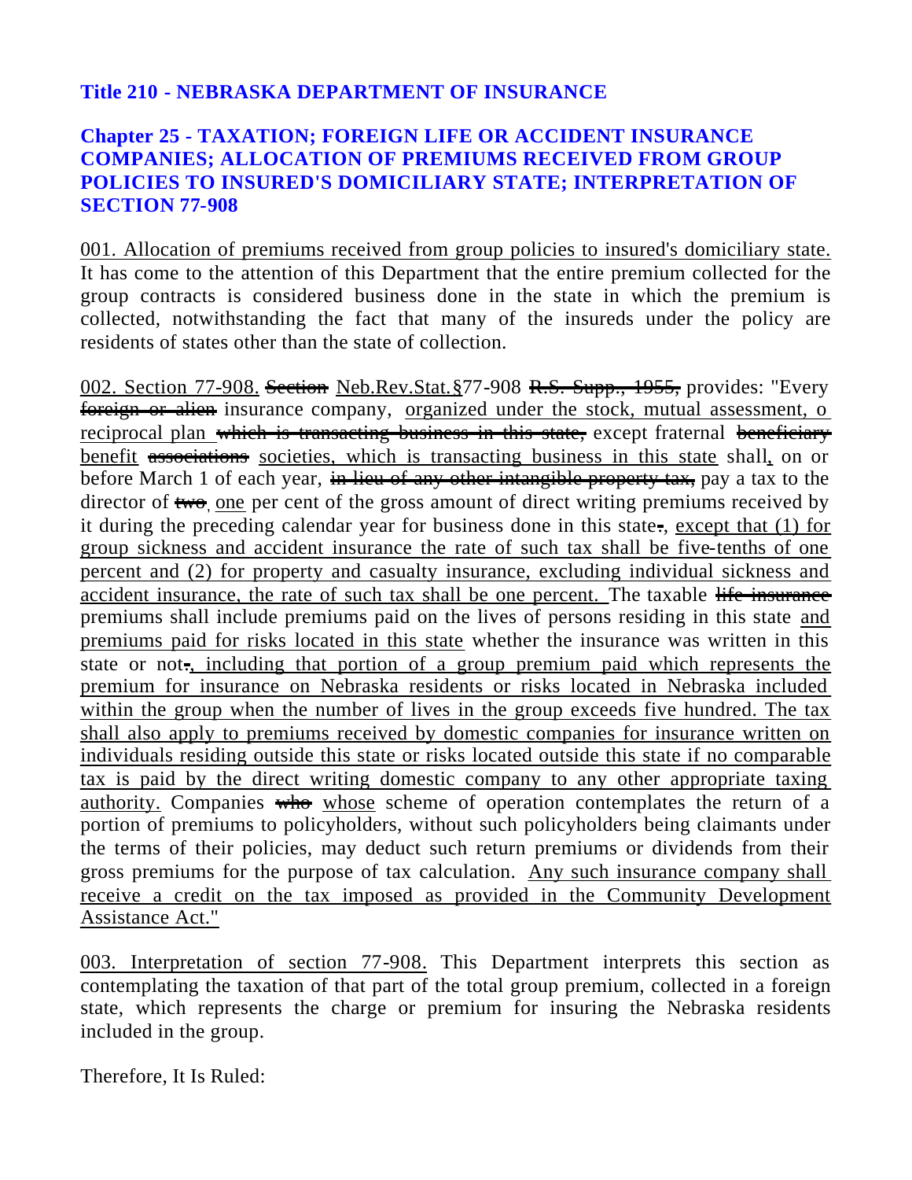## Title 210 - NEBRASKA DEPARTMENT OF INSURANCE

## Chapter 25 - TAXATION; FOREIGN LIFE OR ACCIDENT INSURANCE COMPANIES; ALLOCATION OF PREMIUMS RECEIVED FROM GROUP POLICIES TO INSURED'S DOMICILIARY STATE; INTERPRETATION OF SECTION 77-908

001. Allocation of premiums received from group policies to insured's domiciliary state. It has come to the attention of this Department that the entire premium collected for the group contracts is considered business done in the state in which the premium is collected, notwithstanding the fact that many of the insureds under the policy are residents of states other than the state of collection.

002. Section 77-908. ~~Section~~ Neb.Rev.Stat.§77-908 ~~R.S. Supp., 1955,~~ provides: "Every ~~foreign or alien~~ insurance company, organized under the stock, mutual assessment, o reciprocal plan ~~which is transacting business in this state,~~ except fraternal ~~beneficiary~~ benefit ~~associations~~ societies, which is transacting business in this state shall, on or before March 1 of each year, ~~in lieu of any other intangible property tax,~~ pay a tax to the director of ~~two~~ one per cent of the gross amount of direct writing premiums received by it during the preceding calendar year for business done in this state~~.~~, except that (1) for group sickness and accident insurance the rate of such tax shall be five-tenths of one percent and (2) for property and casualty insurance, excluding individual sickness and accident insurance, the rate of such tax shall be one percent. The taxable ~~life insurance~~ premiums shall include premiums paid on the lives of persons residing in this state and premiums paid for risks located in this state whether the insurance was written in this state or not~~.~~, including that portion of a group premium paid which represents the premium for insurance on Nebraska residents or risks located in Nebraska included within the group when the number of lives in the group exceeds five hundred. The tax shall also apply to premiums received by domestic companies for insurance written on individuals residing outside this state or risks located outside this state if no comparable tax is paid by the direct writing domestic company to any other appropriate taxing authority. Companies ~~who~~ whose scheme of operation contemplates the return of a portion of premiums to policyholders, without such policyholders being claimants under the terms of their policies, may deduct such return premiums or dividends from their gross premiums for the purpose of tax calculation. Any such insurance company shall receive a credit on the tax imposed as provided in the Community Development Assistance Act."

003. Interpretation of section 77-908. This Department interprets this section as contemplating the taxation of that part of the total group premium, collected in a foreign state, which represents the charge or premium for insuring the Nebraska residents included in the group.

Therefore, It Is Ruled: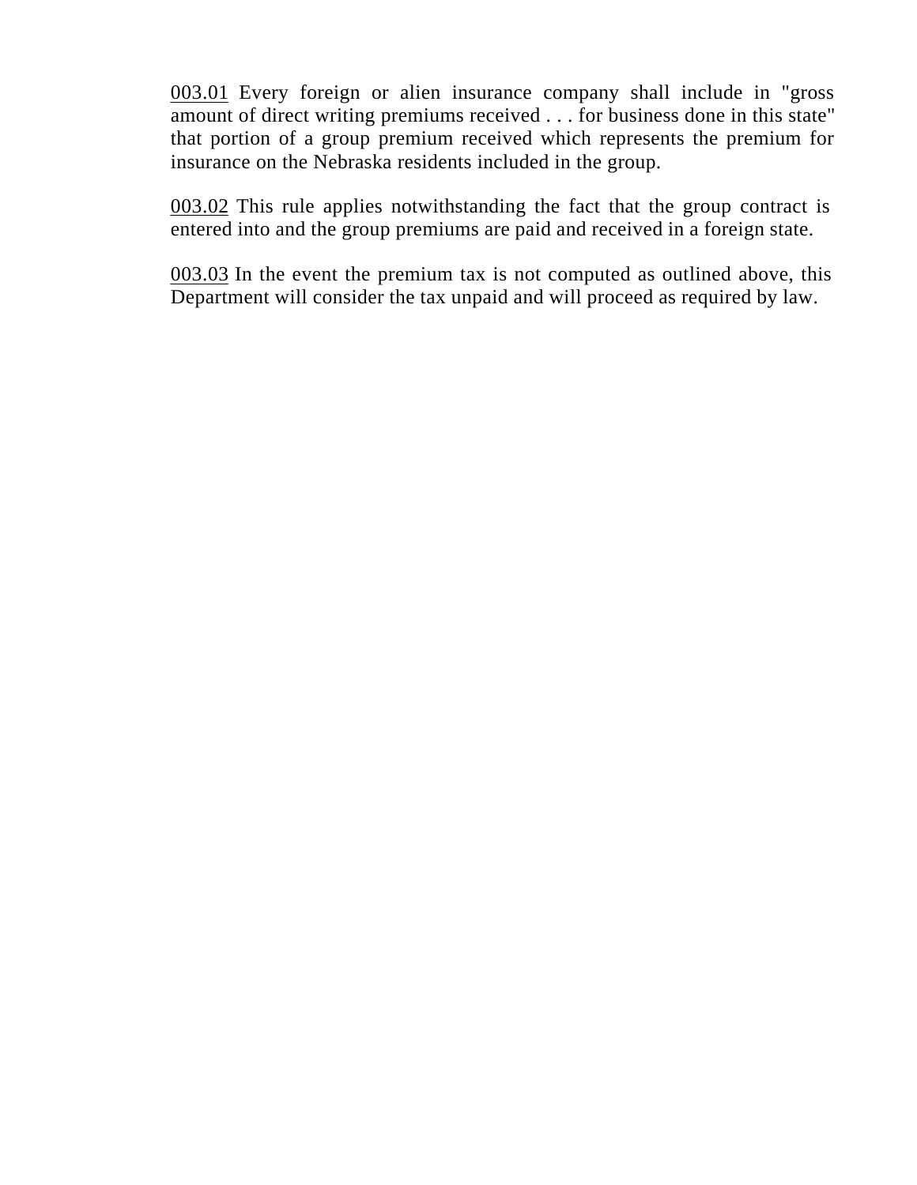<u>003.01</u> Every foreign or alien insurance company shall include in "gross amount of direct writing premiums received . . . for business done in this state" that portion of a group premium received which represents the premium for insurance on the Nebraska residents included in the group.

<u>003.02</u> This rule applies notwithstanding the fact that the group contract is entered into and the group premiums are paid and received in a foreign state.

<u>003.03</u> In the event the premium tax is not computed as outlined above, this Department will consider the tax unpaid and will proceed as required by law.